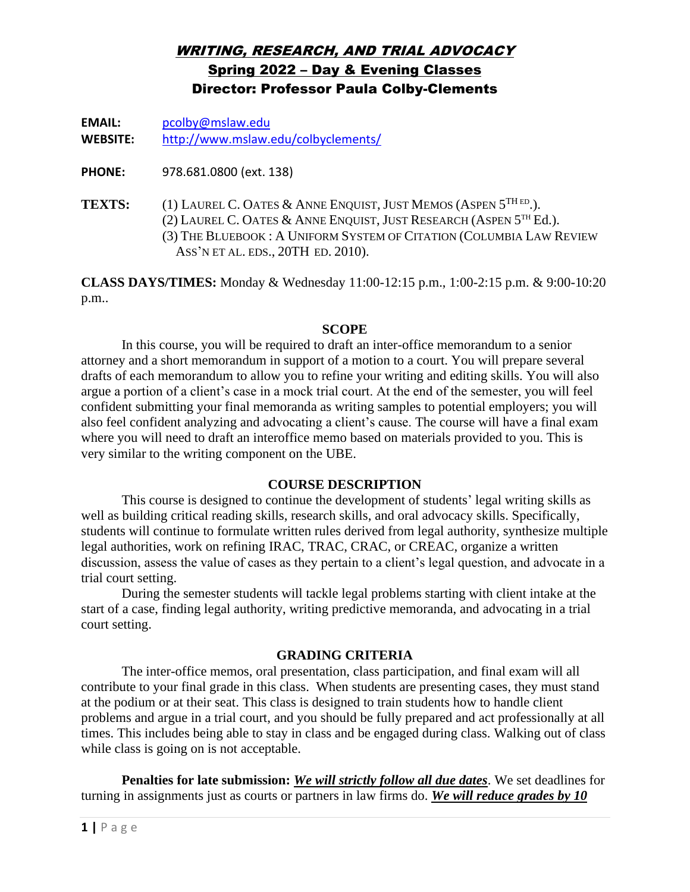# *WRITING, RESEARCH, AND TRIAL ADVOCACY*

## Spring 2022 – Day & Evening Classes

## Director: Professor Paula Colby-Clements

**EMAIL:** pcolby@mslaw.edu

**WEBSITE:** http://www.mslaw.edu/colbyclements/

**PHONE:** 978.681.0800 (ext. 138)

**TEXTS:** (1) LAUREL C. OATES & ANNE ENQUIST, JUST MEMOS (ASPEN 5TH ED.).
(2) LAUREL C. OATES & ANNE ENQUIST, JUST RESEARCH (ASPEN 5TH Ed.).
(3) THE BLUEBOOK : A UNIFORM SYSTEM OF CITATION (COLUMBIA LAW REVIEW ASS'N ET AL. EDS., 20TH ED. 2010).

**CLASS DAYS/TIMES:** Monday & Wednesday 11:00-12:15 p.m., 1:00-2:15 p.m. & 9:00-10:20 p.m..

### SCOPE

In this course, you will be required to draft an inter-office memorandum to a senior attorney and a short memorandum in support of a motion to a court. You will prepare several drafts of each memorandum to allow you to refine your writing and editing skills. You will also argue a portion of a client's case in a mock trial court. At the end of the semester, you will feel confident submitting your final memoranda as writing samples to potential employers; you will also feel confident analyzing and advocating a client's cause. The course will have a final exam where you will need to draft an interoffice memo based on materials provided to you. This is very similar to the writing component on the UBE.

### COURSE DESCRIPTION

This course is designed to continue the development of students' legal writing skills as well as building critical reading skills, research skills, and oral advocacy skills. Specifically, students will continue to formulate written rules derived from legal authority, synthesize multiple legal authorities, work on refining IRAC, TRAC, CRAC, or CREAC, organize a written discussion, assess the value of cases as they pertain to a client's legal question, and advocate in a trial court setting.

During the semester students will tackle legal problems starting with client intake at the start of a case, finding legal authority, writing predictive memoranda, and advocating in a trial court setting.

### GRADING CRITERIA

The inter-office memos, oral presentation, class participation, and final exam will all contribute to your final grade in this class. When students are presenting cases, they must stand at the podium or at their seat. This class is designed to train students how to handle client problems and argue in a trial court, and you should be fully prepared and act professionally at all times. This includes being able to stay in class and be engaged during class. Walking out of class while class is going on is not acceptable.

**Penalties for late submission:** ***We will strictly follow all due dates***. We set deadlines for turning in assignments just as courts or partners in law firms do. ***We will reduce grades by 10***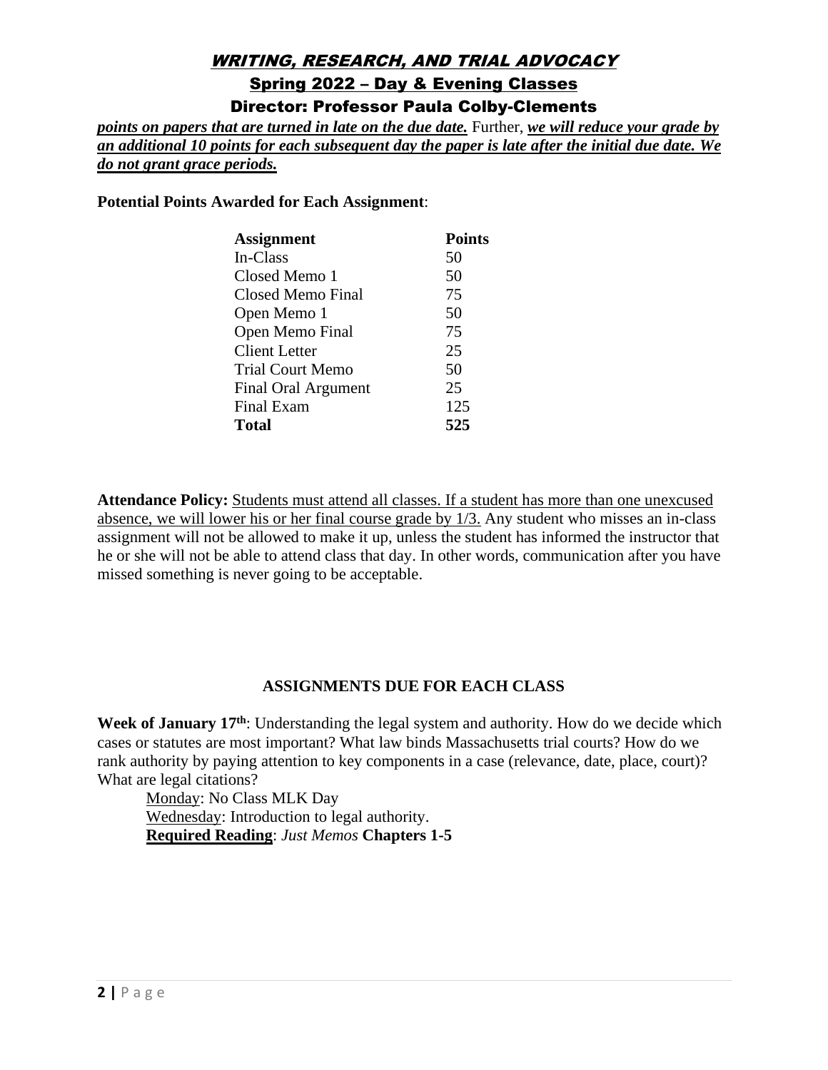***points on papers that are turned in late on the due date.*** Further, ***we will reduce your grade by an additional 10 points for each subsequent day the paper is late after the initial due date. We do not grant grace periods.***

**Potential Points Awarded for Each Assignment**:

| Assignment | Points |
|---|---|
| In-Class | 50 |
| Closed Memo 1 | 50 |
| Closed Memo Final | 75 |
| Open Memo 1 | 50 |
| Open Memo Final | 75 |
| Client Letter | 25 |
| Trial Court Memo | 50 |
| Final Oral Argument | 25 |
| Final Exam | 125 |
| **Total** | **525** |

**Attendance Policy:** Students must attend all classes. If a student has more than one unexcused absence, we will lower his or her final course grade by 1/3. Any student who misses an in-class assignment will not be allowed to make it up, unless the student has informed the instructor that he or she will not be able to attend class that day. In other words, communication after you have missed something is never going to be acceptable.

## ASSIGNMENTS DUE FOR EACH CLASS

**Week of January 17th**: Understanding the legal system and authority. How do we decide which cases or statutes are most important? What law binds Massachusetts trial courts? How do we rank authority by paying attention to key components in a case (relevance, date, place, court)? What are legal citations?

Monday: No Class MLK Day
Wednesday: Introduction to legal authority.
**Required Reading**: *Just Memos* **Chapters 1-5**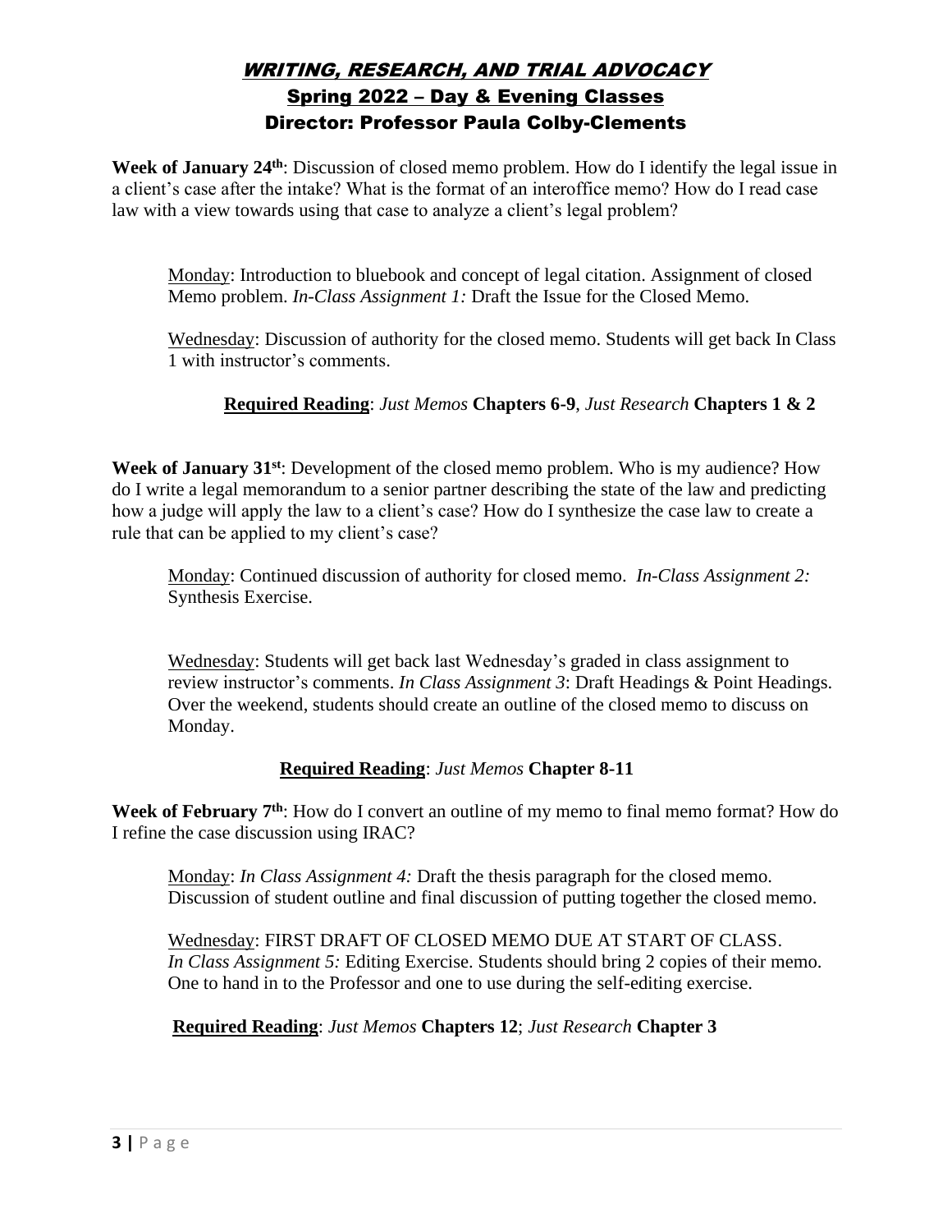# *WRITING, RESEARCH, AND TRIAL ADVOCACY*
## Spring 2022 – Day & Evening Classes
## Director: Professor Paula Colby-Clements

**Week of January 24th**: Discussion of closed memo problem. How do I identify the legal issue in a client's case after the intake? What is the format of an interoffice memo? How do I read case law with a view towards using that case to analyze a client's legal problem?

Monday: Introduction to bluebook and concept of legal citation. Assignment of closed Memo problem. *In-Class Assignment 1:* Draft the Issue for the Closed Memo.

Wednesday: Discussion of authority for the closed memo. Students will get back In Class 1 with instructor's comments.

**Required Reading**: *Just Memos* **Chapters 6-9**, *Just Research* **Chapters 1 & 2**

**Week of January 31st**: Development of the closed memo problem. Who is my audience? How do I write a legal memorandum to a senior partner describing the state of the law and predicting how a judge will apply the law to a client's case? How do I synthesize the case law to create a rule that can be applied to my client's case?

Monday: Continued discussion of authority for closed memo. *In-Class Assignment 2:* Synthesis Exercise.

Wednesday: Students will get back last Wednesday's graded in class assignment to review instructor's comments. *In Class Assignment 3*: Draft Headings & Point Headings. Over the weekend, students should create an outline of the closed memo to discuss on Monday.

**Required Reading**: *Just Memos* **Chapter 8-11**

**Week of February 7th**: How do I convert an outline of my memo to final memo format? How do I refine the case discussion using IRAC?

Monday: *In Class Assignment 4:* Draft the thesis paragraph for the closed memo. Discussion of student outline and final discussion of putting together the closed memo.

Wednesday: FIRST DRAFT OF CLOSED MEMO DUE AT START OF CLASS. *In Class Assignment 5:* Editing Exercise. Students should bring 2 copies of their memo. One to hand in to the Professor and one to use during the self-editing exercise.

**Required Reading**: *Just Memos* **Chapters 12**; *Just Research* **Chapter 3**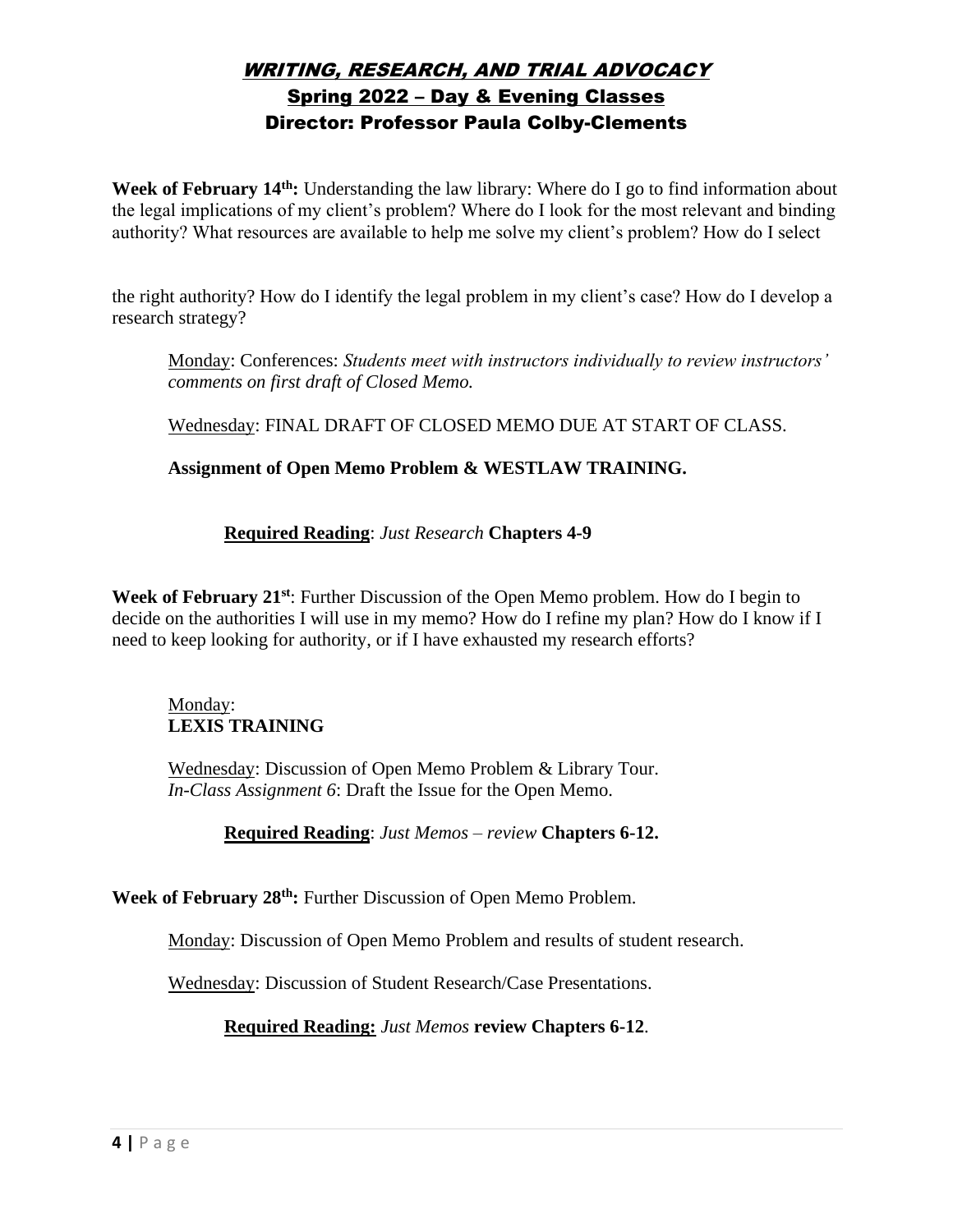# *WRITING, RESEARCH, AND TRIAL ADVOCACY*

## Spring 2022 – Day & Evening Classes

## Director: Professor Paula Colby-Clements

**Week of February 14th:** Understanding the law library: Where do I go to find information about the legal implications of my client's problem? Where do I look for the most relevant and binding authority? What resources are available to help me solve my client's problem? How do I select the right authority? How do I identify the legal problem in my client's case? How do I develop a research strategy?

Monday: Conferences: *Students meet with instructors individually to review instructors' comments on first draft of Closed Memo.*

Wednesday: FINAL DRAFT OF CLOSED MEMO DUE AT START OF CLASS.

**Assignment of Open Memo Problem & WESTLAW TRAINING.**

**Required Reading**: *Just Research* **Chapters 4-9**

**Week of February 21st**: Further Discussion of the Open Memo problem. How do I begin to decide on the authorities I will use in my memo? How do I refine my plan? How do I know if I need to keep looking for authority, or if I have exhausted my research efforts?

Monday:
**LEXIS TRAINING**

Wednesday: Discussion of Open Memo Problem & Library Tour.
*In-Class Assignment 6*: Draft the Issue for the Open Memo.

**Required Reading**: *Just Memos – review* **Chapters 6-12.**

**Week of February 28th:** Further Discussion of Open Memo Problem.

Monday: Discussion of Open Memo Problem and results of student research.

Wednesday: Discussion of Student Research/Case Presentations.

**Required Reading:** *Just Memos* **review Chapters 6-12**.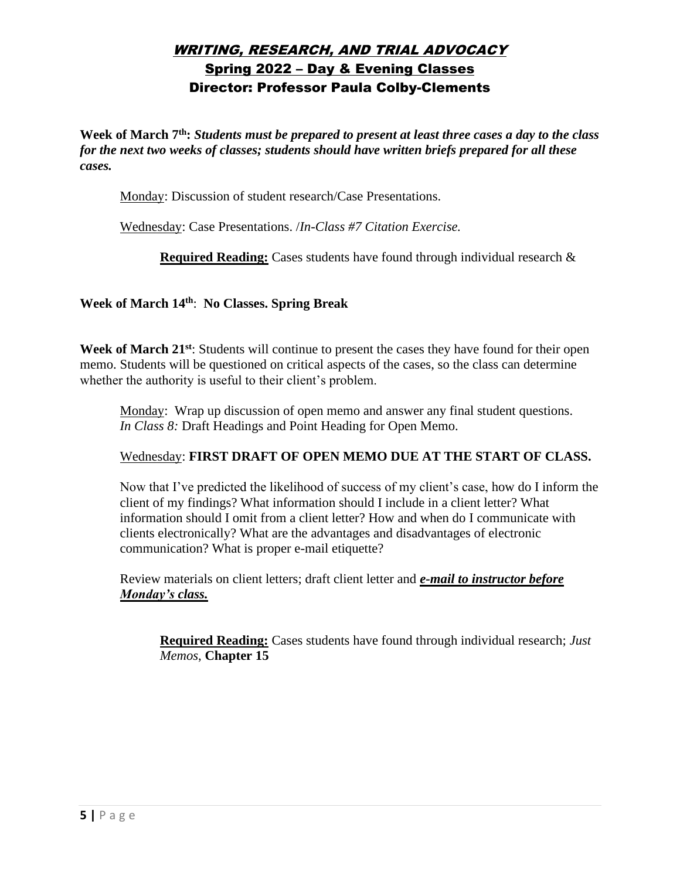# *WRITING, RESEARCH, AND TRIAL ADVOCACY*

## Spring 2022 – Day & Evening Classes

## Director: Professor Paula Colby-Clements

**Week of March 7th:** ***Students must be prepared to present at least three cases a day to the class for the next two weeks of classes; students should have written briefs prepared for all these cases.***

Monday: Discussion of student research/Case Presentations.

Wednesday: Case Presentations. /*In-Class #7 Citation Exercise.*

**Required Reading:** Cases students have found through individual research &

**Week of March 14th**: **No Classes. Spring Break**

**Week of March 21st**: Students will continue to present the cases they have found for their open memo. Students will be questioned on critical aspects of the cases, so the class can determine whether the authority is useful to their client's problem.

Monday: Wrap up discussion of open memo and answer any final student questions. *In Class 8:* Draft Headings and Point Heading for Open Memo.

Wednesday: **FIRST DRAFT OF OPEN MEMO DUE AT THE START OF CLASS.**

Now that I've predicted the likelihood of success of my client's case, how do I inform the client of my findings? What information should I include in a client letter? What information should I omit from a client letter? How and when do I communicate with clients electronically? What are the advantages and disadvantages of electronic communication? What is proper e-mail etiquette?

Review materials on client letters; draft client letter and ***e-mail to instructor before Monday's class.***

**Required Reading:** Cases students have found through individual research; *Just Memos*, **Chapter 15**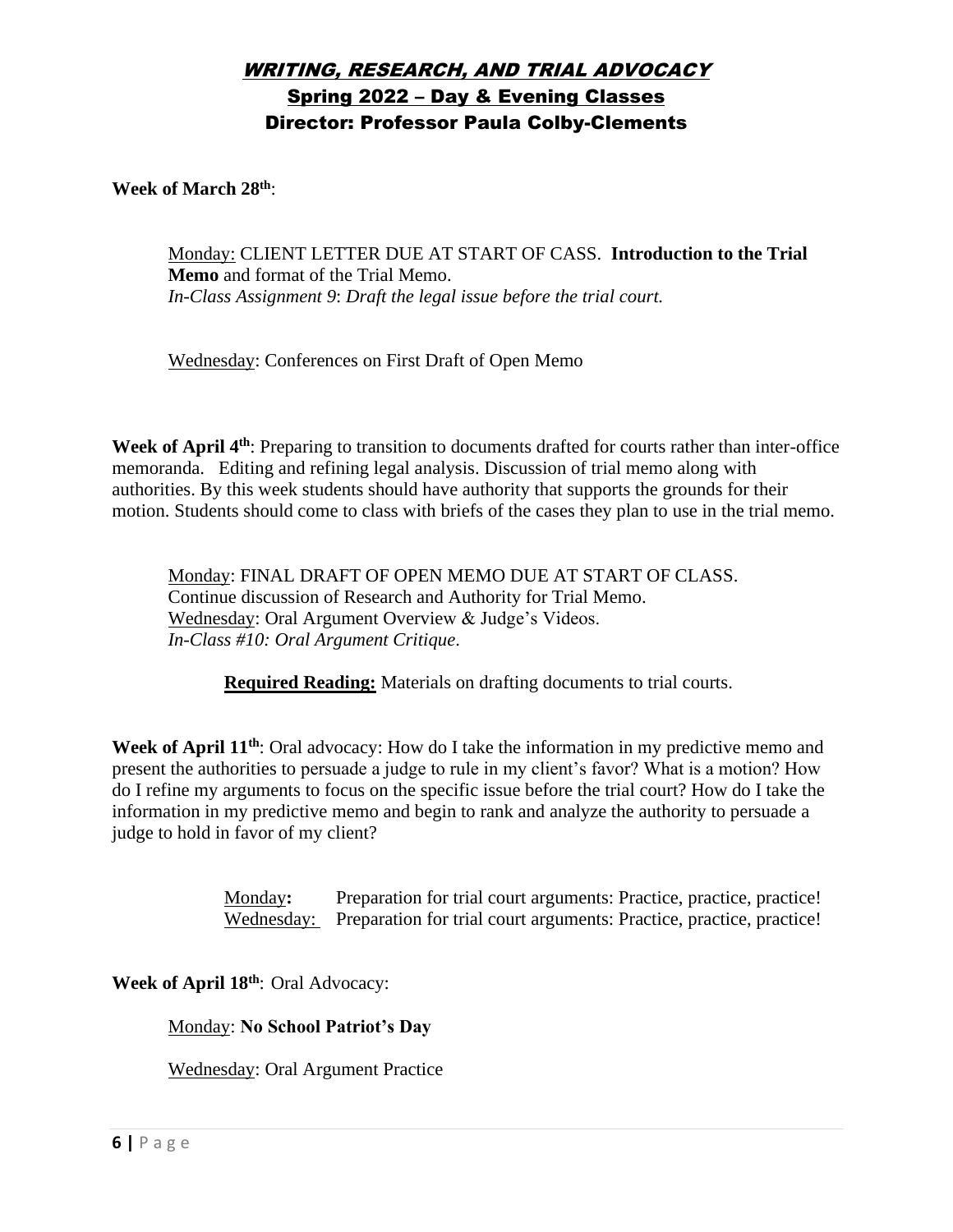# *WRITING, RESEARCH, AND TRIAL ADVOCACY*
## Spring 2022 – Day & Evening Classes
## Director: Professor Paula Colby-Clements

**Week of March 28th**:

Monday: CLIENT LETTER DUE AT START OF CASS. **Introduction to the Trial Memo** and format of the Trial Memo.
*In-Class Assignment 9*: *Draft the legal issue before the trial court.*

Wednesday: Conferences on First Draft of Open Memo

**Week of April 4th**: Preparing to transition to documents drafted for courts rather than inter-office memoranda. Editing and refining legal analysis. Discussion of trial memo along with authorities. By this week students should have authority that supports the grounds for their motion. Students should come to class with briefs of the cases they plan to use in the trial memo.

Monday: FINAL DRAFT OF OPEN MEMO DUE AT START OF CLASS. Continue discussion of Research and Authority for Trial Memo.
Wednesday: Oral Argument Overview & Judge's Videos.
*In-Class #10: Oral Argument Critique*.

**Required Reading:** Materials on drafting documents to trial courts.

**Week of April 11th**: Oral advocacy: How do I take the information in my predictive memo and present the authorities to persuade a judge to rule in my client's favor? What is a motion? How do I refine my arguments to focus on the specific issue before the trial court? How do I take the information in my predictive memo and begin to rank and analyze the authority to persuade a judge to hold in favor of my client?

Monday**:** Preparation for trial court arguments: Practice, practice, practice!
Wednesday: Preparation for trial court arguments: Practice, practice, practice!

**Week of April 18th**: Oral Advocacy:

Monday: **No School Patriot's Day**

Wednesday: Oral Argument Practice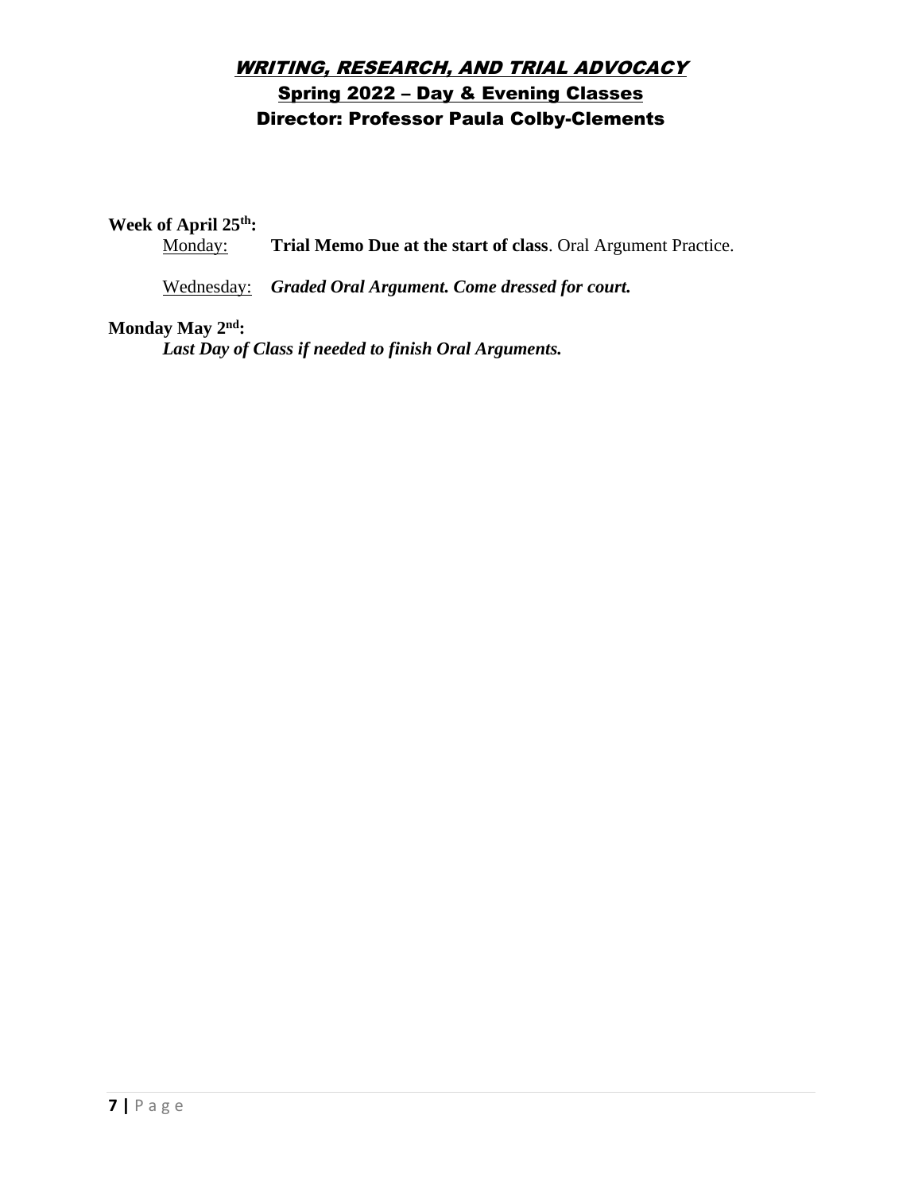**Week of April 25th:**

Monday: **Trial Memo Due at the start of class**. Oral Argument Practice.

Wednesday: ***Graded Oral Argument. Come dressed for court.***

**Monday May 2nd:**

***Last Day of Class if needed to finish Oral Arguments.***